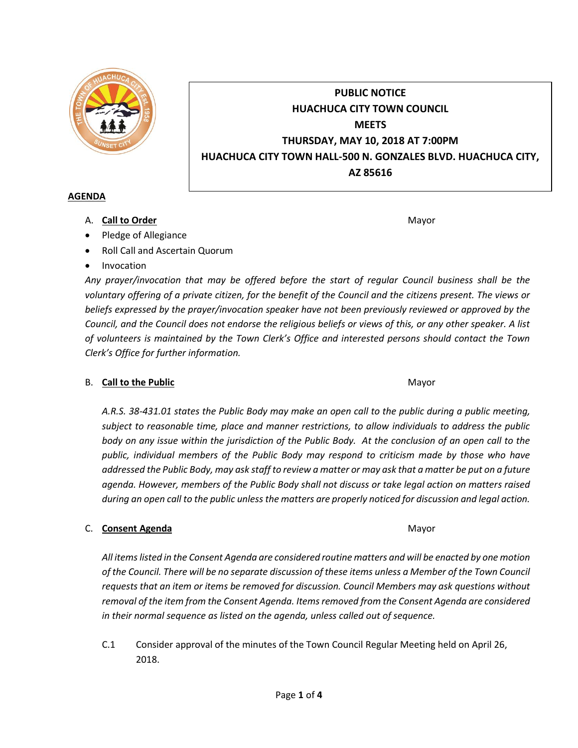**PUBLIC NOTICE**
**HUACHUCA CITY TOWN COUNCIL**
**MEETS**
**THURSDAY, MAY 10, 2018 AT 7:00PM**
**HUACHUCA CITY TOWN HALL-500 N. GONZALES BLVD. HUACHUCA CITY, AZ 85616**

## AGENDA

A. **Call to Order** — Mayor

- Pledge of Allegiance
- Roll Call and Ascertain Quorum
- Invocation

*Any prayer/invocation that may be offered before the start of regular Council business shall be the voluntary offering of a private citizen, for the benefit of the Council and the citizens present. The views or beliefs expressed by the prayer/invocation speaker have not been previously reviewed or approved by the Council, and the Council does not endorse the religious beliefs or views of this, or any other speaker. A list of volunteers is maintained by the Town Clerk's Office and interested persons should contact the Town Clerk's Office for further information.*

B. **Call to the Public** — Mayor

*A.R.S. 38-431.01 states the Public Body may make an open call to the public during a public meeting, subject to reasonable time, place and manner restrictions, to allow individuals to address the public body on any issue within the jurisdiction of the Public Body. At the conclusion of an open call to the public, individual members of the Public Body may respond to criticism made by those who have addressed the Public Body, may ask staff to review a matter or may ask that a matter be put on a future agenda. However, members of the Public Body shall not discuss or take legal action on matters raised during an open call to the public unless the matters are properly noticed for discussion and legal action.*

C. **Consent Agenda** — Mayor

*All items listed in the Consent Agenda are considered routine matters and will be enacted by one motion of the Council. There will be no separate discussion of these items unless a Member of the Town Council requests that an item or items be removed for discussion. Council Members may ask questions without removal of the item from the Consent Agenda. Items removed from the Consent Agenda are considered in their normal sequence as listed on the agenda, unless called out of sequence.*

C.1 Consider approval of the minutes of the Town Council Regular Meeting held on April 26, 2018.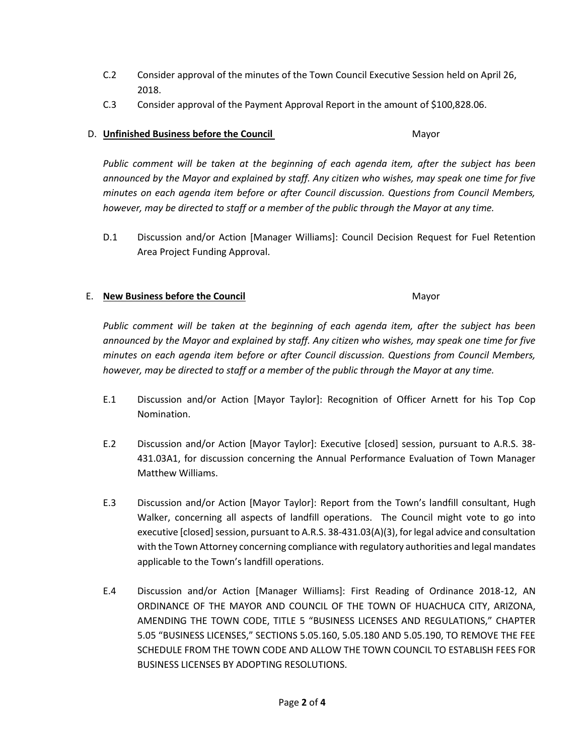C.2 Consider approval of the minutes of the Town Council Executive Session held on April 26, 2018.

C.3 Consider approval of the Payment Approval Report in the amount of $100,828.06.

D. **Unfinished Business before the Council** Mayor

*Public comment will be taken at the beginning of each agenda item, after the subject has been announced by the Mayor and explained by staff. Any citizen who wishes, may speak one time for five minutes on each agenda item before or after Council discussion. Questions from Council Members, however, may be directed to staff or a member of the public through the Mayor at any time.*

D.1 Discussion and/or Action [Manager Williams]: Council Decision Request for Fuel Retention Area Project Funding Approval.

E. **New Business before the Council** Mayor

*Public comment will be taken at the beginning of each agenda item, after the subject has been announced by the Mayor and explained by staff. Any citizen who wishes, may speak one time for five minutes on each agenda item before or after Council discussion. Questions from Council Members, however, may be directed to staff or a member of the public through the Mayor at any time.*

E.1 Discussion and/or Action [Mayor Taylor]: Recognition of Officer Arnett for his Top Cop Nomination.

E.2 Discussion and/or Action [Mayor Taylor]: Executive [closed] session, pursuant to A.R.S. 38-431.03A1, for discussion concerning the Annual Performance Evaluation of Town Manager Matthew Williams.

E.3 Discussion and/or Action [Mayor Taylor]: Report from the Town's landfill consultant, Hugh Walker, concerning all aspects of landfill operations. The Council might vote to go into executive [closed] session, pursuant to A.R.S. 38-431.03(A)(3), for legal advice and consultation with the Town Attorney concerning compliance with regulatory authorities and legal mandates applicable to the Town's landfill operations.

E.4 Discussion and/or Action [Manager Williams]: First Reading of Ordinance 2018-12, AN ORDINANCE OF THE MAYOR AND COUNCIL OF THE TOWN OF HUACHUCA CITY, ARIZONA, AMENDING THE TOWN CODE, TITLE 5 "BUSINESS LICENSES AND REGULATIONS," CHAPTER 5.05 "BUSINESS LICENSES," SECTIONS 5.05.160, 5.05.180 AND 5.05.190, TO REMOVE THE FEE SCHEDULE FROM THE TOWN CODE AND ALLOW THE TOWN COUNCIL TO ESTABLISH FEES FOR BUSINESS LICENSES BY ADOPTING RESOLUTIONS.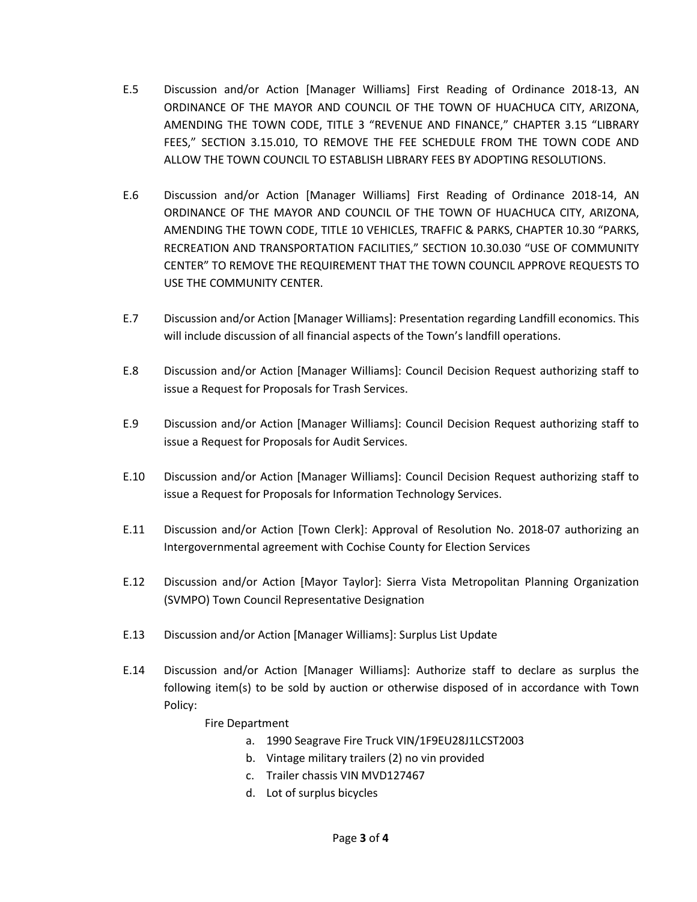E.5 Discussion and/or Action [Manager Williams] First Reading of Ordinance 2018-13, AN ORDINANCE OF THE MAYOR AND COUNCIL OF THE TOWN OF HUACHUCA CITY, ARIZONA, AMENDING THE TOWN CODE, TITLE 3 "REVENUE AND FINANCE," CHAPTER 3.15 "LIBRARY FEES," SECTION 3.15.010, TO REMOVE THE FEE SCHEDULE FROM THE TOWN CODE AND ALLOW THE TOWN COUNCIL TO ESTABLISH LIBRARY FEES BY ADOPTING RESOLUTIONS.

E.6 Discussion and/or Action [Manager Williams] First Reading of Ordinance 2018-14, AN ORDINANCE OF THE MAYOR AND COUNCIL OF THE TOWN OF HUACHUCA CITY, ARIZONA, AMENDING THE TOWN CODE, TITLE 10 VEHICLES, TRAFFIC & PARKS, CHAPTER 10.30 "PARKS, RECREATION AND TRANSPORTATION FACILITIES," SECTION 10.30.030 "USE OF COMMUNITY CENTER" TO REMOVE THE REQUIREMENT THAT THE TOWN COUNCIL APPROVE REQUESTS TO USE THE COMMUNITY CENTER.

E.7 Discussion and/or Action [Manager Williams]: Presentation regarding Landfill economics. This will include discussion of all financial aspects of the Town's landfill operations.

E.8 Discussion and/or Action [Manager Williams]: Council Decision Request authorizing staff to issue a Request for Proposals for Trash Services.

E.9 Discussion and/or Action [Manager Williams]: Council Decision Request authorizing staff to issue a Request for Proposals for Audit Services.

E.10 Discussion and/or Action [Manager Williams]: Council Decision Request authorizing staff to issue a Request for Proposals for Information Technology Services.

E.11 Discussion and/or Action [Town Clerk]: Approval of Resolution No. 2018-07 authorizing an Intergovernmental agreement with Cochise County for Election Services

E.12 Discussion and/or Action [Mayor Taylor]: Sierra Vista Metropolitan Planning Organization (SVMPO) Town Council Representative Designation

E.13 Discussion and/or Action [Manager Williams]: Surplus List Update

E.14 Discussion and/or Action [Manager Williams]: Authorize staff to declare as surplus the following item(s) to be sold by auction or otherwise disposed of in accordance with Town Policy:

Fire Department

a. 1990 Seagrave Fire Truck VIN/1F9EU28J1LCST2003
b. Vintage military trailers (2) no vin provided
c. Trailer chassis VIN MVD127467
d. Lot of surplus bicycles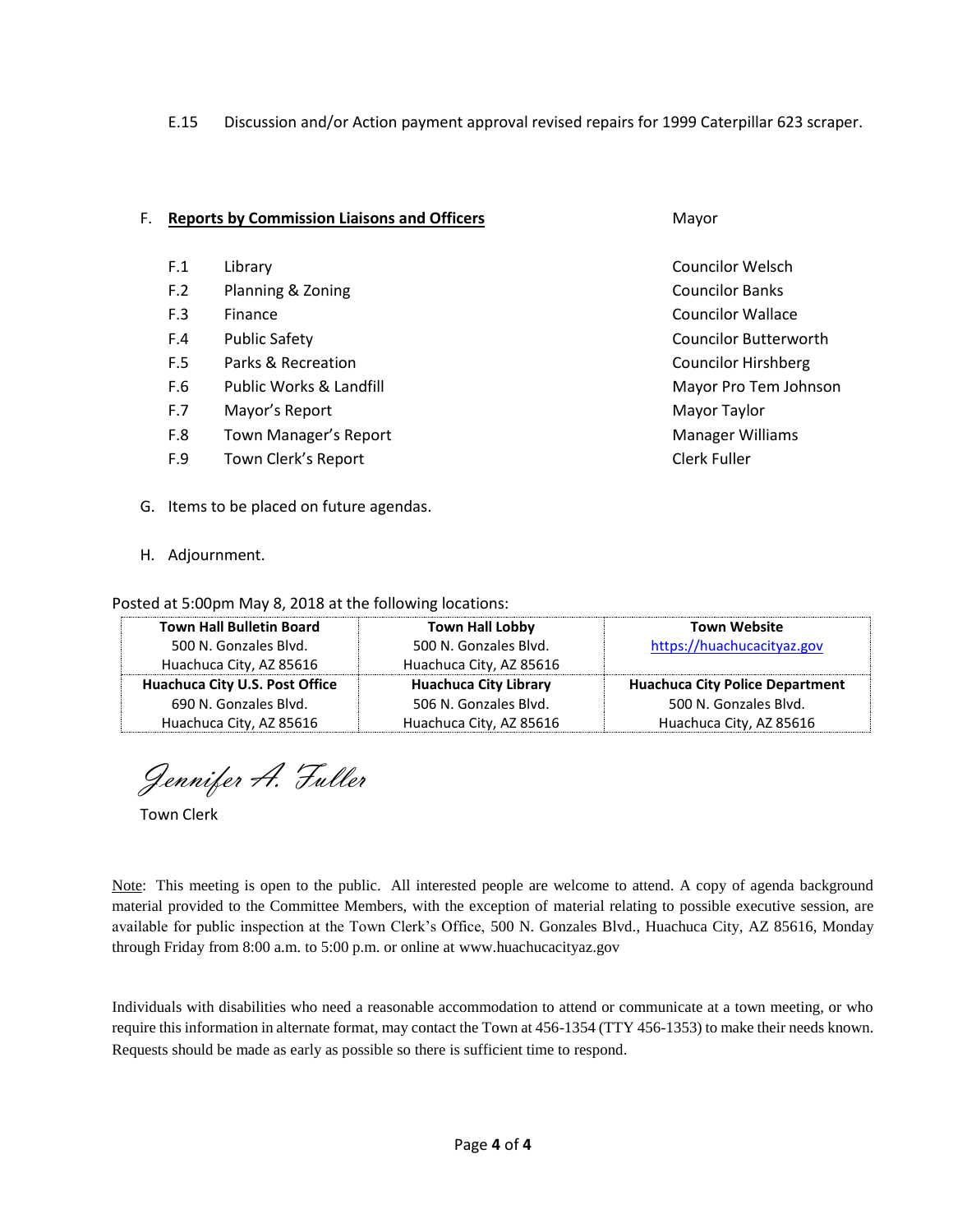E.15 Discussion and/or Action payment approval revised repairs for 1999 Caterpillar 623 scraper.

F. **<u>Reports by Commission Liaisons and Officers</u>** Mayor

| | | |
|---|---|---|
| F.1 | Library | Councilor Welsch |
| F.2 | Planning & Zoning | Councilor Banks |
| F.3 | Finance | Councilor Wallace |
| F.4 | Public Safety | Councilor Butterworth |
| F.5 | Parks & Recreation | Councilor Hirshberg |
| F.6 | Public Works & Landfill | Mayor Pro Tem Johnson |
| F.7 | Mayor's Report | Mayor Taylor |
| F.8 | Town Manager's Report | Manager Williams |
| F.9 | Town Clerk's Report | Clerk Fuller |

G. Items to be placed on future agendas.

H. Adjournment.

Posted at 5:00pm May 8, 2018 at the following locations:

| | | |
|---|---|---|
| **Town Hall Bulletin Board**<br>500 N. Gonzales Blvd.<br>Huachuca City, AZ 85616 | **Town Hall Lobby**<br>500 N. Gonzales Blvd.<br>Huachuca City, AZ 85616 | **Town Website**<br>https://huachucacityaz.gov |
| **Huachuca City U.S. Post Office**<br>690 N. Gonzales Blvd.<br>Huachuca City, AZ 85616 | **Huachuca City Library**<br>506 N. Gonzales Blvd.<br>Huachuca City, AZ 85616 | **Huachuca City Police Department**<br>500 N. Gonzales Blvd.<br>Huachuca City, AZ 85616 |

*Jennifer A. Fuller*

Town Clerk

<u>Note</u>: This meeting is open to the public. All interested people are welcome to attend. A copy of agenda background material provided to the Committee Members, with the exception of material relating to possible executive session, are available for public inspection at the Town Clerk's Office, 500 N. Gonzales Blvd., Huachuca City, AZ 85616, Monday through Friday from 8:00 a.m. to 5:00 p.m. or online at www.huachucacityaz.gov

Individuals with disabilities who need a reasonable accommodation to attend or communicate at a town meeting, or who require this information in alternate format, may contact the Town at 456-1354 (TTY 456-1353) to make their needs known. Requests should be made as early as possible so there is sufficient time to respond.